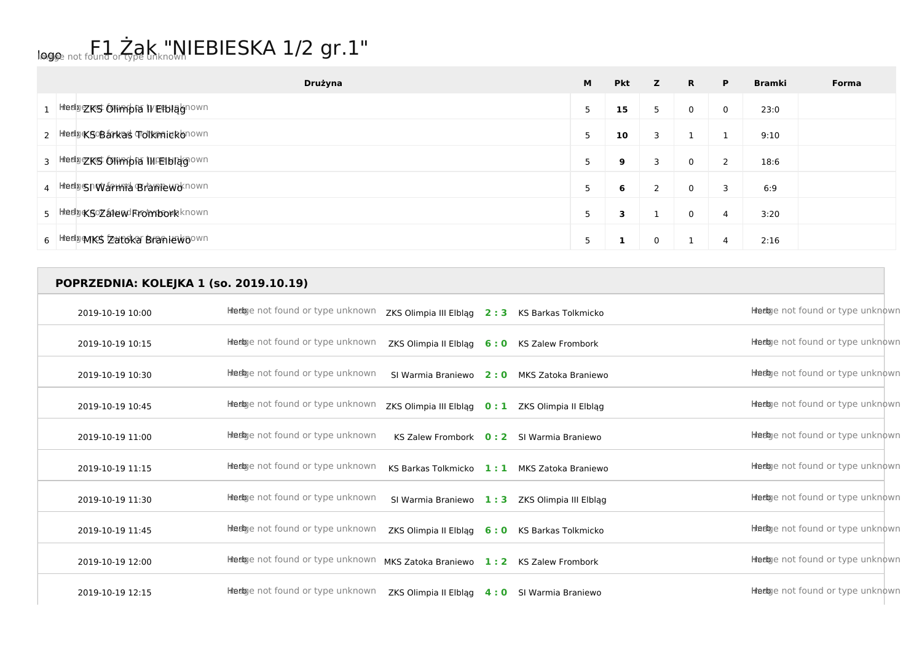# F1 Żak "NIEBIESKA 1/2 gr.1"

| | Drużyna | M | Pkt | Z | R | P | Bramki | Forma |
|---|---|---|---|---|---|---|---|---|
| 1 | ZKS Olimpia II Elbląg | 5 | **15** | 5 | 0 | 0 | 23:0 | |
| 2 | KS Barkas Tolkmicko | 5 | **10** | 3 | 1 | 1 | 9:10 | |
| 3 | ZKS Olimpia III Elbląg | 5 | **9** | 3 | 0 | 2 | 18:6 | |
| 4 | SI Warmia Braniewo | 5 | **6** | 2 | 0 | 3 | 6:9 | |
| 5 | KS Zalew Frombork | 5 | **3** | 1 | 0 | 4 | 3:20 | |
| 6 | MKS Zatoka Braniewo | 5 | **1** | 0 | 1 | 4 | 2:16 | |

**POPRZEDNIA: KOLEJKA 1 (so. 2019.10.19)**

| Data | Gospodarz | Wynik | Gość |
|---|---|---|---|
| 2019-10-19 10:00 | ZKS Olimpia III Elbląg | **2 : 3** | KS Barkas Tolkmicko |
| 2019-10-19 10:15 | ZKS Olimpia II Elbląg | **6 : 0** | KS Zalew Frombork |
| 2019-10-19 10:30 | SI Warmia Braniewo | **2 : 0** | MKS Zatoka Braniewo |
| 2019-10-19 10:45 | ZKS Olimpia III Elbląg | **0 : 1** | ZKS Olimpia II Elbląg |
| 2019-10-19 11:00 | KS Zalew Frombork | **0 : 2** | SI Warmia Braniewo |
| 2019-10-19 11:15 | KS Barkas Tolkmicko | **1 : 1** | MKS Zatoka Braniewo |
| 2019-10-19 11:30 | SI Warmia Braniewo | **1 : 3** | ZKS Olimpia III Elbląg |
| 2019-10-19 11:45 | ZKS Olimpia II Elbląg | **6 : 0** | KS Barkas Tolkmicko |
| 2019-10-19 12:00 | MKS Zatoka Braniewo | **1 : 2** | KS Zalew Frombork |
| 2019-10-19 12:15 | ZKS Olimpia II Elbląg | **4 : 0** | SI Warmia Braniewo |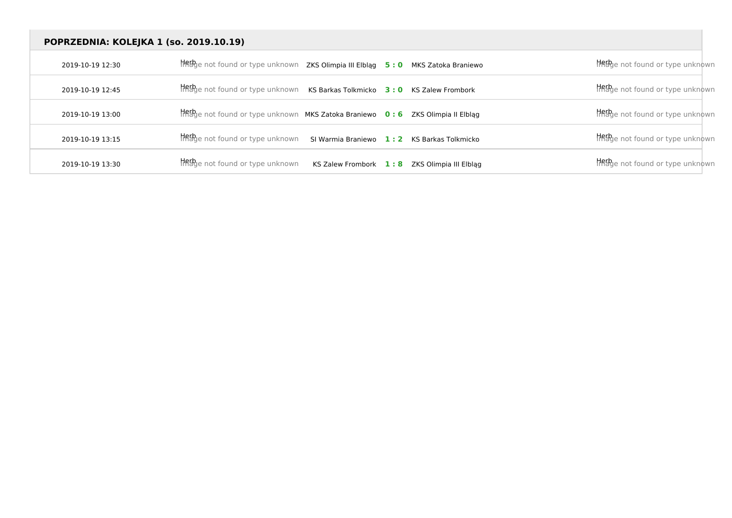## POPRZEDNIA: KOLEJKA 1 (so. 2019.10.19)

| | | | | | |
|---|---|---|---|---|---|
| 2019-10-19 12:30 | Herb Image not found or type unknown | ZKS Olimpia III Elbląg | **5 : 0** | MKS Zatoka Braniewo | Herb Image not found or type unknown |
| 2019-10-19 12:45 | Herb Image not found or type unknown | KS Barkas Tolkmicko | **3 : 0** | KS Zalew Frombork | Herb Image not found or type unknown |
| 2019-10-19 13:00 | Herb Image not found or type unknown | MKS Zatoka Braniewo | **0 : 6** | ZKS Olimpia II Elbląg | Herb Image not found or type unknown |
| 2019-10-19 13:15 | Herb Image not found or type unknown | SI Warmia Braniewo | **1 : 2** | KS Barkas Tolkmicko | Herb Image not found or type unknown |
| 2019-10-19 13:30 | Herb Image not found or type unknown | KS Zalew Frombork | **1 : 8** | ZKS Olimpia III Elbląg | Herb Image not found or type unknown |